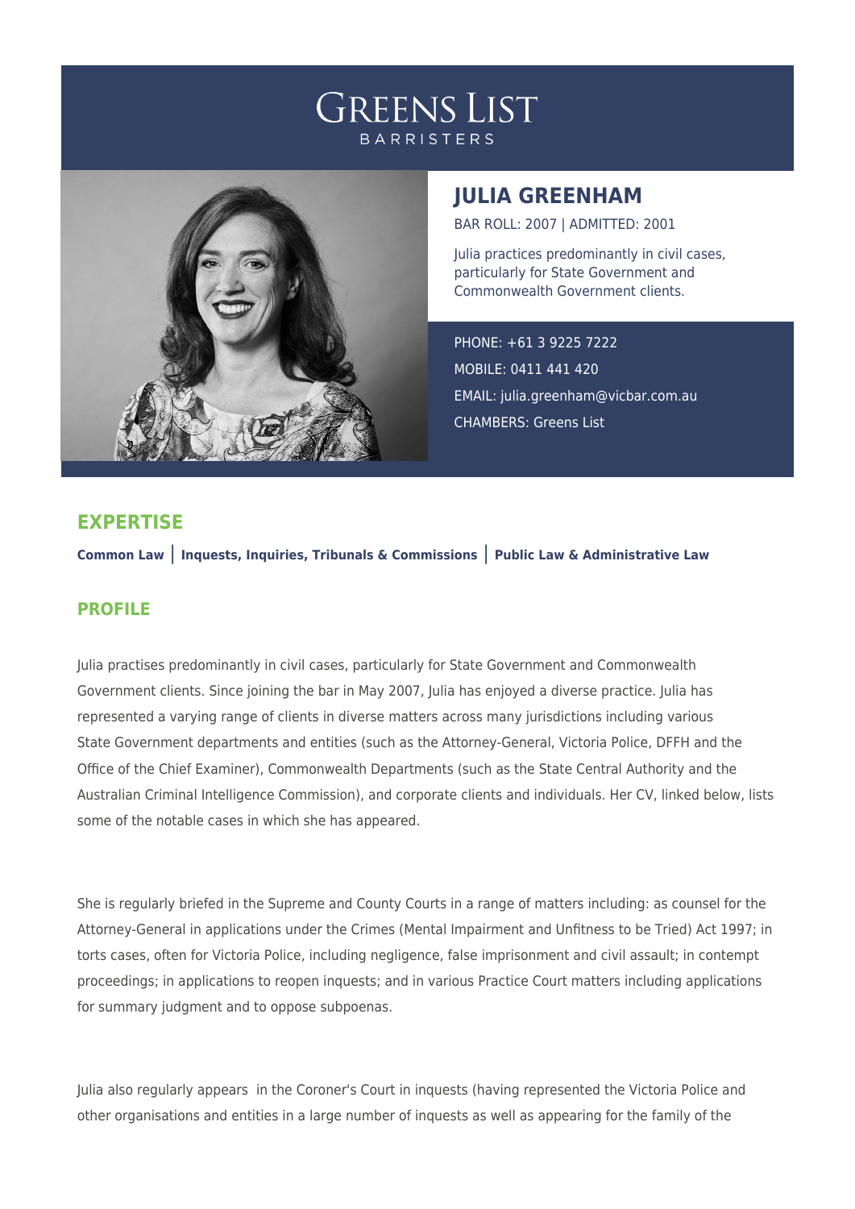# GREENS LIST
BARRISTERS

## JULIA GREENHAM

BAR ROLL: 2007 | ADMITTED: 2001

Julia practices predominantly in civil cases, particularly for State Government and Commonwealth Government clients.

PHONE: +61 3 9225 7222
MOBILE: 0411 441 420
EMAIL: julia.greenham@vicbar.com.au
CHAMBERS: Greens List

## EXPERTISE

**Common Law** | **Inquests, Inquiries, Tribunals & Commissions** | **Public Law & Administrative Law**

## PROFILE

Julia practises predominantly in civil cases, particularly for State Government and Commonwealth Government clients. Since joining the bar in May 2007, Julia has enjoyed a diverse practice. Julia has represented a varying range of clients in diverse matters across many jurisdictions including various State Government departments and entities (such as the Attorney-General, Victoria Police, DFFH and the Office of the Chief Examiner), Commonwealth Departments (such as the State Central Authority and the Australian Criminal Intelligence Commission), and corporate clients and individuals. Her CV, linked below, lists some of the notable cases in which she has appeared.

She is regularly briefed in the Supreme and County Courts in a range of matters including: as counsel for the Attorney-General in applications under the Crimes (Mental Impairment and Unfitness to be Tried) Act 1997; in torts cases, often for Victoria Police, including negligence, false imprisonment and civil assault; in contempt proceedings; in applications to reopen inquests; and in various Practice Court matters including applications for summary judgment and to oppose subpoenas.

Julia also regularly appears in the Coroner's Court in inquests (having represented the Victoria Police and other organisations and entities in a large number of inquests as well as appearing for the family of the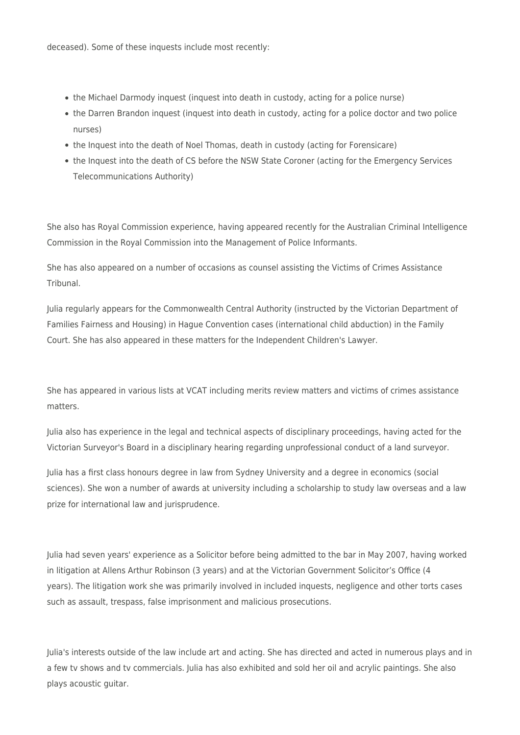deceased). Some of these inquests include most recently:

- the Michael Darmody inquest (inquest into death in custody, acting for a police nurse)
- the Darren Brandon inquest (inquest into death in custody, acting for a police doctor and two police nurses)
- the Inquest into the death of Noel Thomas, death in custody (acting for Forensicare)
- the Inquest into the death of CS before the NSW State Coroner (acting for the Emergency Services Telecommunications Authority)

She also has Royal Commission experience, having appeared recently for the Australian Criminal Intelligence Commission in the Royal Commission into the Management of Police Informants.

She has also appeared on a number of occasions as counsel assisting the Victims of Crimes Assistance Tribunal.

Julia regularly appears for the Commonwealth Central Authority (instructed by the Victorian Department of Families Fairness and Housing) in Hague Convention cases (international child abduction) in the Family Court. She has also appeared in these matters for the Independent Children's Lawyer.

She has appeared in various lists at VCAT including merits review matters and victims of crimes assistance matters.

Julia also has experience in the legal and technical aspects of disciplinary proceedings, having acted for the Victorian Surveyor's Board in a disciplinary hearing regarding unprofessional conduct of a land surveyor.

Julia has a first class honours degree in law from Sydney University and a degree in economics (social sciences). She won a number of awards at university including a scholarship to study law overseas and a law prize for international law and jurisprudence.

Julia had seven years' experience as a Solicitor before being admitted to the bar in May 2007, having worked in litigation at Allens Arthur Robinson (3 years) and at the Victorian Government Solicitor's Office (4 years). The litigation work she was primarily involved in included inquests, negligence and other torts cases such as assault, trespass, false imprisonment and malicious prosecutions.

Julia's interests outside of the law include art and acting. She has directed and acted in numerous plays and in a few tv shows and tv commercials. Julia has also exhibited and sold her oil and acrylic paintings. She also plays acoustic guitar.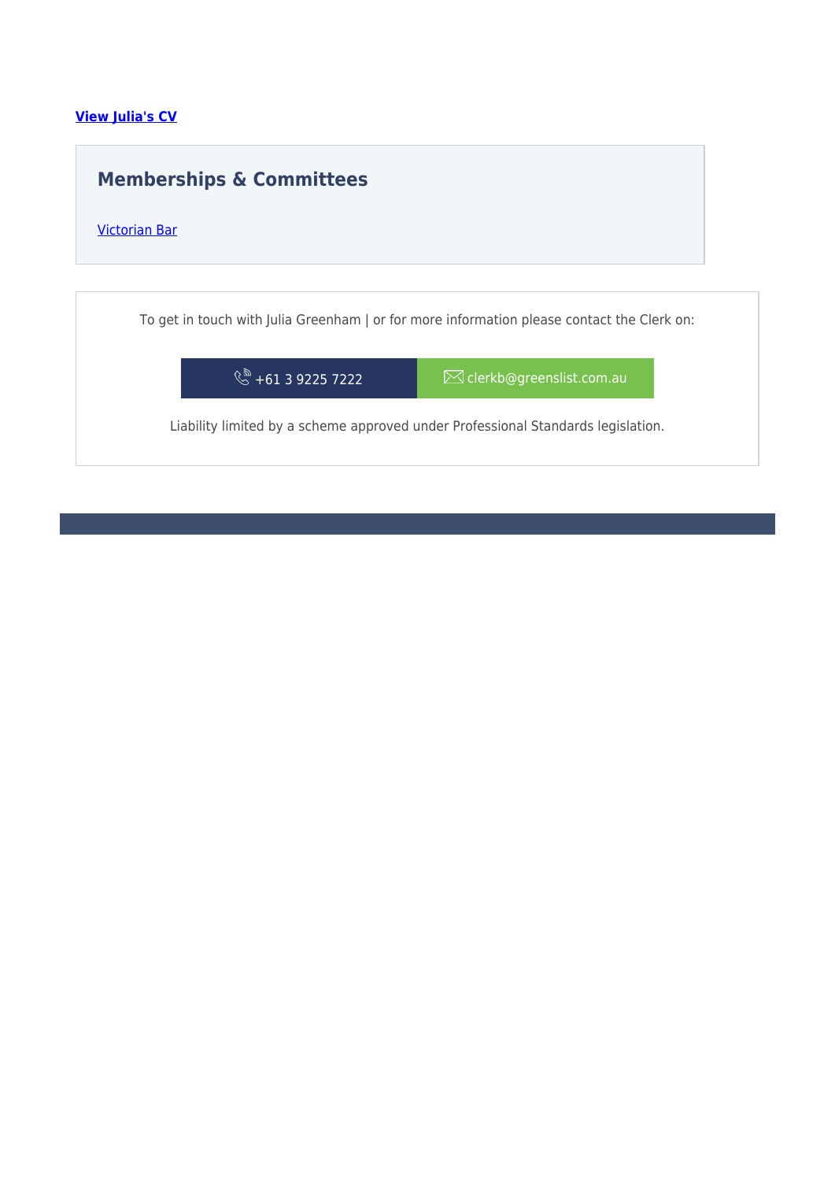**View Julia's CV**

## Memberships & Committees

Victorian Bar

To get in touch with Julia Greenham | or for more information please contact the Clerk on:

+61 3 9225 7222

clerkb@greenslist.com.au

Liability limited by a scheme approved under Professional Standards legislation.